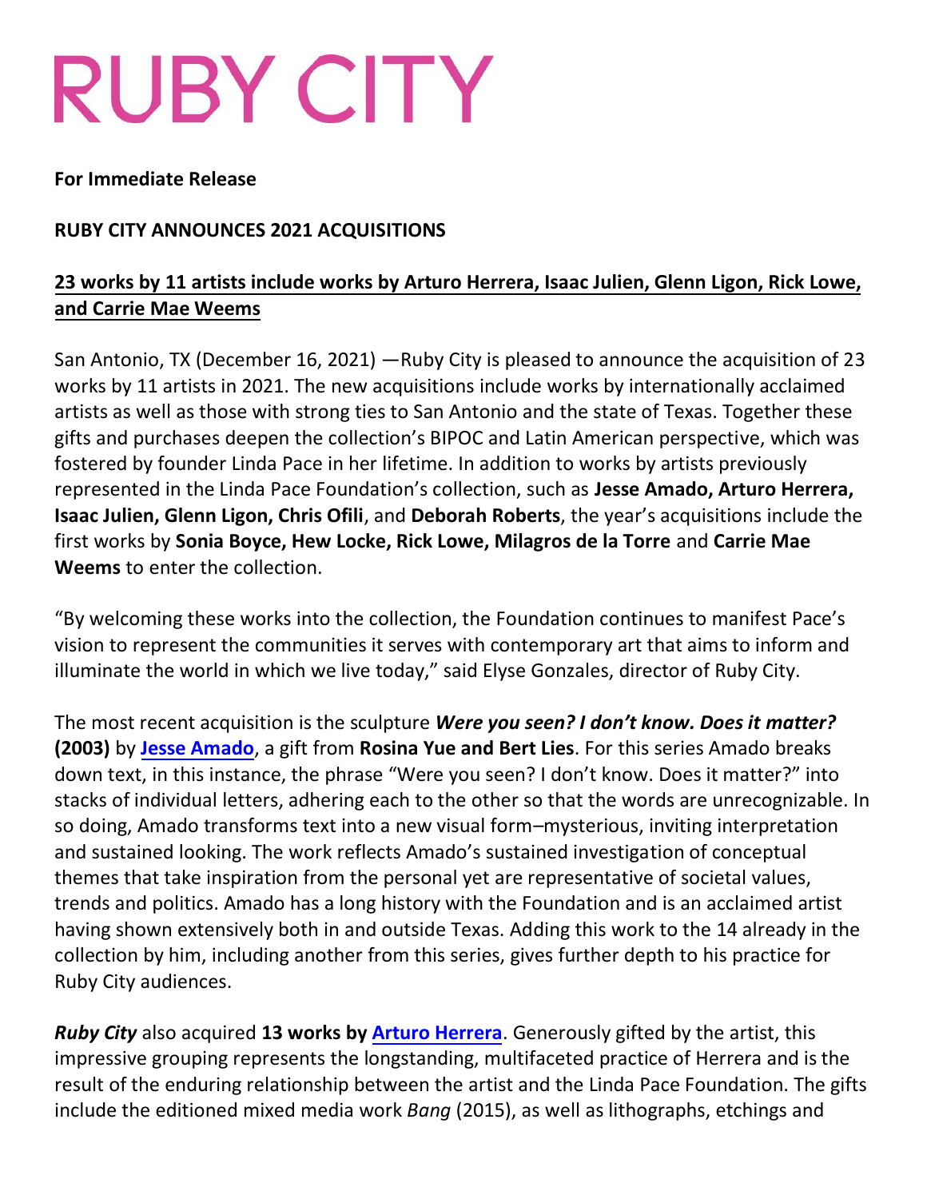# RUBY CITY

**For Immediate Release**

**RUBY CITY ANNOUNCES 2021 ACQUISITIONS**

**23 works by 11 artists include works by Arturo Herrera, Isaac Julien, Glenn Ligon, Rick Lowe, and Carrie Mae Weems**

San Antonio, TX (December 16, 2021) —Ruby City is pleased to announce the acquisition of 23 works by 11 artists in 2021. The new acquisitions include works by internationally acclaimed artists as well as those with strong ties to San Antonio and the state of Texas. Together these gifts and purchases deepen the collection's BIPOC and Latin American perspective, which was fostered by founder Linda Pace in her lifetime. In addition to works by artists previously represented in the Linda Pace Foundation's collection, such as **Jesse Amado, Arturo Herrera, Isaac Julien, Glenn Ligon, Chris Ofili**, and **Deborah Roberts**, the year's acquisitions include the first works by **Sonia Boyce, Hew Locke, Rick Lowe, Milagros de la Torre** and **Carrie Mae Weems** to enter the collection.

"By welcoming these works into the collection, the Foundation continues to manifest Pace's vision to represent the communities it serves with contemporary art that aims to inform and illuminate the world in which we live today," said Elyse Gonzales, director of Ruby City.

The most recent acquisition is the sculpture ***Were you seen? I don't know. Does it matter?* (2003)** by **Jesse Amado**, a gift from **Rosina Yue and Bert Lies**. For this series Amado breaks down text, in this instance, the phrase "Were you seen? I don't know. Does it matter?" into stacks of individual letters, adhering each to the other so that the words are unrecognizable. In so doing, Amado transforms text into a new visual form–mysterious, inviting interpretation and sustained looking. The work reflects Amado's sustained investigation of conceptual themes that take inspiration from the personal yet are representative of societal values, trends and politics. Amado has a long history with the Foundation and is an acclaimed artist having shown extensively both in and outside Texas. Adding this work to the 14 already in the collection by him, including another from this series, gives further depth to his practice for Ruby City audiences.

***Ruby City*** also acquired **13 works by Arturo Herrera**. Generously gifted by the artist, this impressive grouping represents the longstanding, multifaceted practice of Herrera and is the result of the enduring relationship between the artist and the Linda Pace Foundation. The gifts include the editioned mixed media work *Bang* (2015), as well as lithographs, etchings and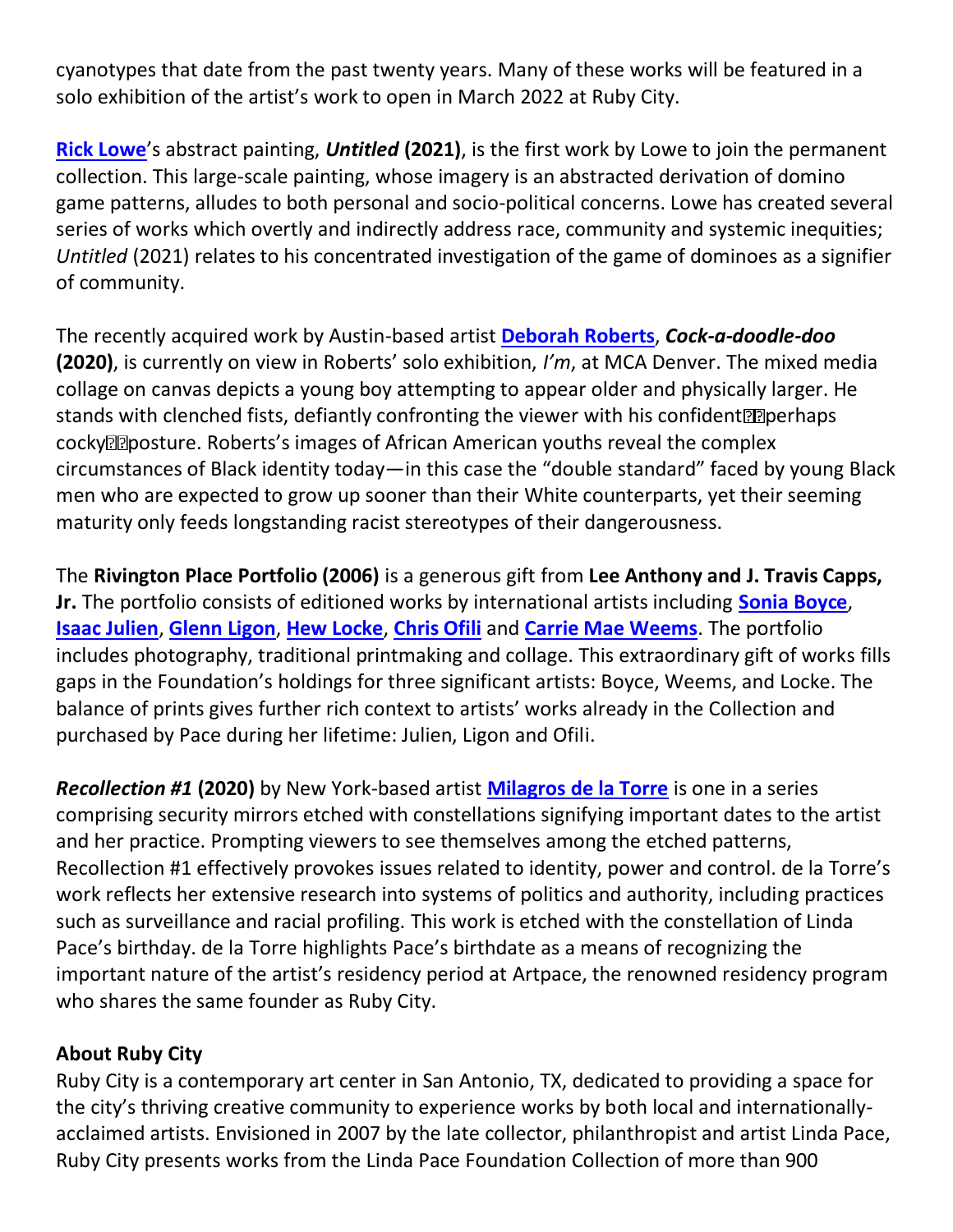cyanotypes that date from the past twenty years. Many of these works will be featured in a solo exhibition of the artist's work to open in March 2022 at Ruby City.

**Rick Lowe**'s abstract painting, ***Untitled* (2021)**, is the first work by Lowe to join the permanent collection. This large-scale painting, whose imagery is an abstracted derivation of domino game patterns, alludes to both personal and socio-political concerns. Lowe has created several series of works which overtly and indirectly address race, community and systemic inequities; *Untitled* (2021) relates to his concentrated investigation of the game of dominoes as a signifier of community.

The recently acquired work by Austin-based artist **Deborah Roberts**, ***Cock-a-doodle-doo* (2020)**, is currently on view in Roberts' solo exhibition, *I'm*, at MCA Denver. The mixed media collage on canvas depicts a young boy attempting to appear older and physically larger. He stands with clenched fists, defiantly confronting the viewer with his confident—perhaps cocky—posture. Roberts's images of African American youths reveal the complex circumstances of Black identity today—in this case the "double standard" faced by young Black men who are expected to grow up sooner than their White counterparts, yet their seeming maturity only feeds longstanding racist stereotypes of their dangerousness.

The **Rivington Place Portfolio (2006)** is a generous gift from **Lee Anthony and J. Travis Capps, Jr.** The portfolio consists of editioned works by international artists including **Sonia Boyce**, **Isaac Julien**, **Glenn Ligon**, **Hew Locke**, **Chris Ofili** and **Carrie Mae Weems**. The portfolio includes photography, traditional printmaking and collage. This extraordinary gift of works fills gaps in the Foundation's holdings for three significant artists: Boyce, Weems, and Locke. The balance of prints gives further rich context to artists' works already in the Collection and purchased by Pace during her lifetime: Julien, Ligon and Ofili.

***Recollection #1* (2020)** by New York-based artist **Milagros de la Torre** is one in a series comprising security mirrors etched with constellations signifying important dates to the artist and her practice. Prompting viewers to see themselves among the etched patterns, Recollection #1 effectively provokes issues related to identity, power and control. de la Torre's work reflects her extensive research into systems of politics and authority, including practices such as surveillance and racial profiling. This work is etched with the constellation of Linda Pace's birthday. de la Torre highlights Pace's birthdate as a means of recognizing the important nature of the artist's residency period at Artpace, the renowned residency program who shares the same founder as Ruby City.

**About Ruby City**

Ruby City is a contemporary art center in San Antonio, TX, dedicated to providing a space for the city's thriving creative community to experience works by both local and internationally-acclaimed artists. Envisioned in 2007 by the late collector, philanthropist and artist Linda Pace, Ruby City presents works from the Linda Pace Foundation Collection of more than 900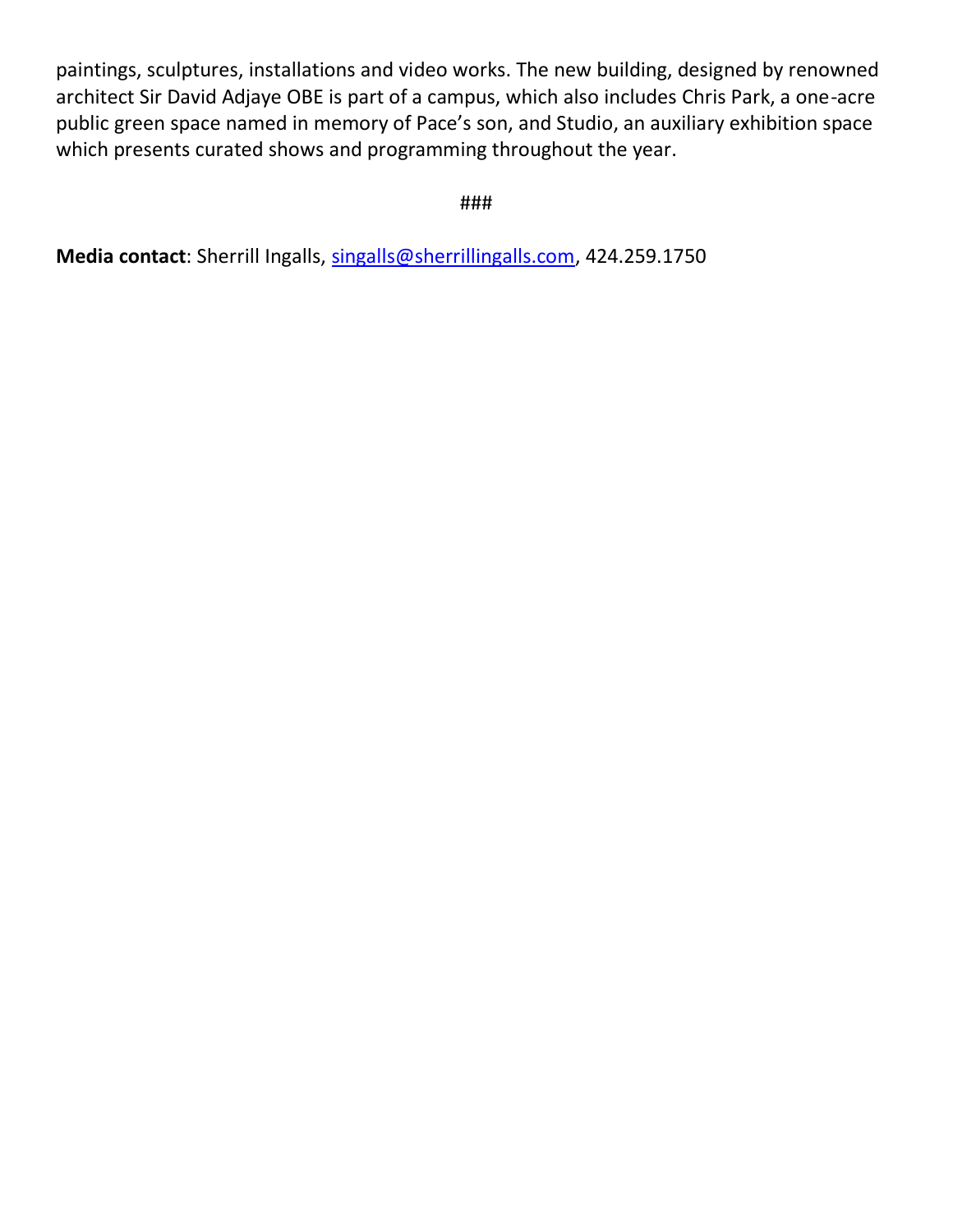paintings, sculptures, installations and video works. The new building, designed by renowned architect Sir David Adjaye OBE is part of a campus, which also includes Chris Park, a one-acre public green space named in memory of Pace's son, and Studio, an auxiliary exhibition space which presents curated shows and programming throughout the year.

###

**Media contact**: Sherrill Ingalls, [singalls@sherrillingalls.com](mailto:singalls@sherrillingalls.com), 424.259.1750